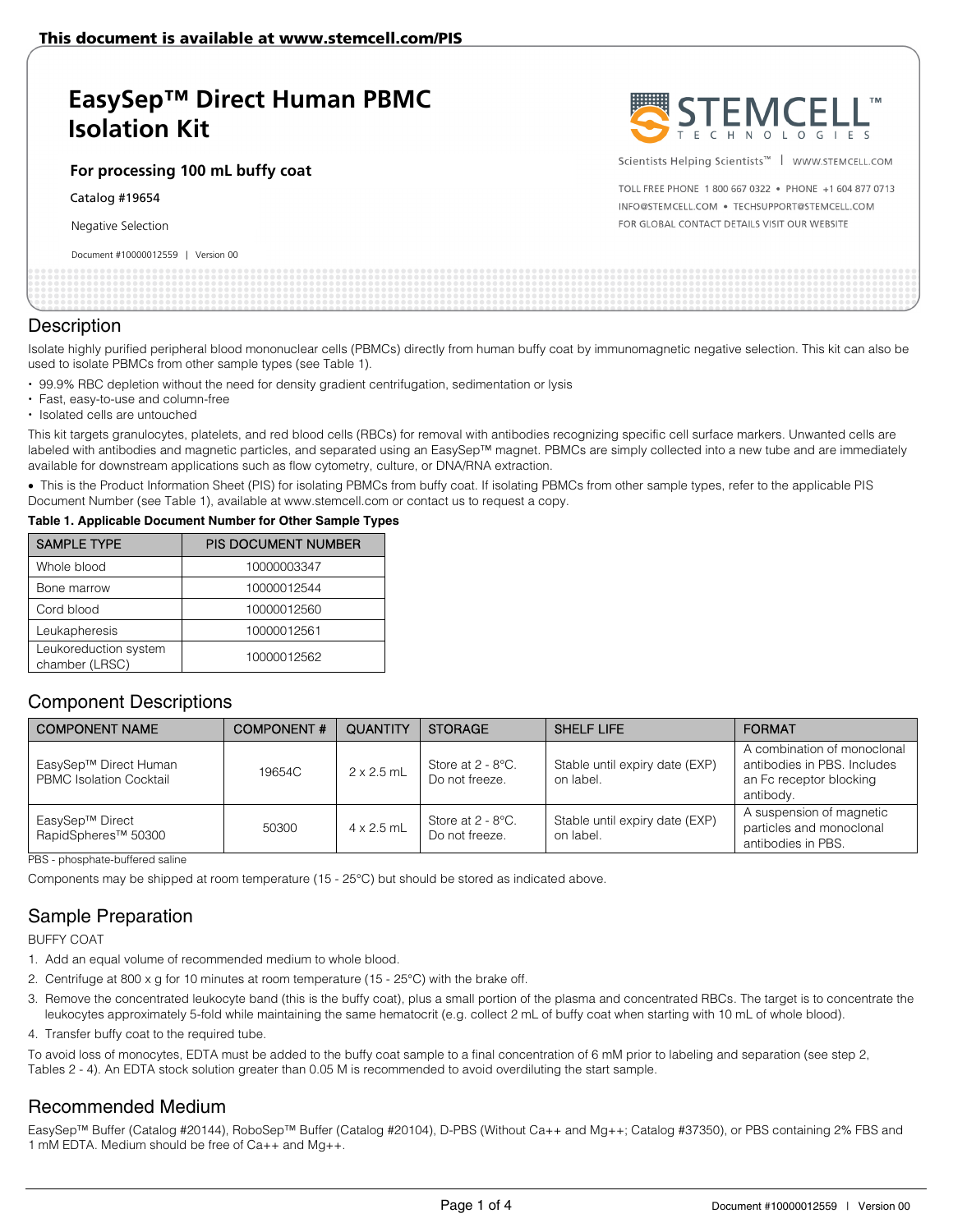This document is available at www.stemcell.com/PIS

# EasySep™ Direct Human PBMC Isolation Kit

### For processing 100 mL buffy coat

Catalog #19654

Negative Selection

Document #10000012559 | Version 00

STEMCELL TECHNOLOGIES

Scientists Helping Scientists™ | WWW.STEMCELL.COM

TOLL FREE PHONE 1 800 667 0322 • PHONE +1 604 877 0713
INFO@STEMCELL.COM • TECHSUPPORT@STEMCELL.COM
FOR GLOBAL CONTACT DETAILS VISIT OUR WEBSITE

## Description

Isolate highly purified peripheral blood mononuclear cells (PBMCs) directly from human buffy coat by immunomagnetic negative selection. This kit can also be used to isolate PBMCs from other sample types (see Table 1).

- 99.9% RBC depletion without the need for density gradient centrifugation, sedimentation or lysis
- Fast, easy-to-use and column-free
- Isolated cells are untouched

This kit targets granulocytes, platelets, and red blood cells (RBCs) for removal with antibodies recognizing specific cell surface markers. Unwanted cells are labeled with antibodies and magnetic particles, and separated using an EasySep™ magnet. PBMCs are simply collected into a new tube and are immediately available for downstream applications such as flow cytometry, culture, or DNA/RNA extraction.

- This is the Product Information Sheet (PIS) for isolating PBMCs from buffy coat. If isolating PBMCs from other sample types, refer to the applicable PIS Document Number (see Table 1), available at www.stemcell.com or contact us to request a copy.

**Table 1. Applicable Document Number for Other Sample Types**

| SAMPLE TYPE | PIS DOCUMENT NUMBER |
|---|---|
| Whole blood | 10000003347 |
| Bone marrow | 10000012544 |
| Cord blood | 10000012560 |
| Leukapheresis | 10000012561 |
| Leukoreduction system chamber (LRSC) | 10000012562 |

## Component Descriptions

| COMPONENT NAME | COMPONENT # | QUANTITY | STORAGE | SHELF LIFE | FORMAT |
|---|---|---|---|---|---|
| EasySep™ Direct Human PBMC Isolation Cocktail | 19654C | 2 x 2.5 mL | Store at 2 - 8°C. Do not freeze. | Stable until expiry date (EXP) on label. | A combination of monoclonal antibodies in PBS. Includes an Fc receptor blocking antibody. |
| EasySep™ Direct RapidSpheres™ 50300 | 50300 | 4 x 2.5 mL | Store at 2 - 8°C. Do not freeze. | Stable until expiry date (EXP) on label. | A suspension of magnetic particles and monoclonal antibodies in PBS. |

PBS - phosphate-buffered saline

Components may be shipped at room temperature (15 - 25°C) but should be stored as indicated above.

## Sample Preparation

BUFFY COAT

1. Add an equal volume of recommended medium to whole blood.
2. Centrifuge at 800 x g for 10 minutes at room temperature (15 - 25°C) with the brake off.
3. Remove the concentrated leukocyte band (this is the buffy coat), plus a small portion of the plasma and concentrated RBCs. The target is to concentrate the leukocytes approximately 5-fold while maintaining the same hematocrit (e.g. collect 2 mL of buffy coat when starting with 10 mL of whole blood).
4. Transfer buffy coat to the required tube.

To avoid loss of monocytes, EDTA must be added to the buffy coat sample to a final concentration of 6 mM prior to labeling and separation (see step 2, Tables 2 - 4). An EDTA stock solution greater than 0.05 M is recommended to avoid overdiluting the start sample.

## Recommended Medium

EasySep™ Buffer (Catalog #20144), RoboSep™ Buffer (Catalog #20104), D-PBS (Without Ca++ and Mg++; Catalog #37350), or PBS containing 2% FBS and 1 mM EDTA. Medium should be free of Ca++ and Mg++.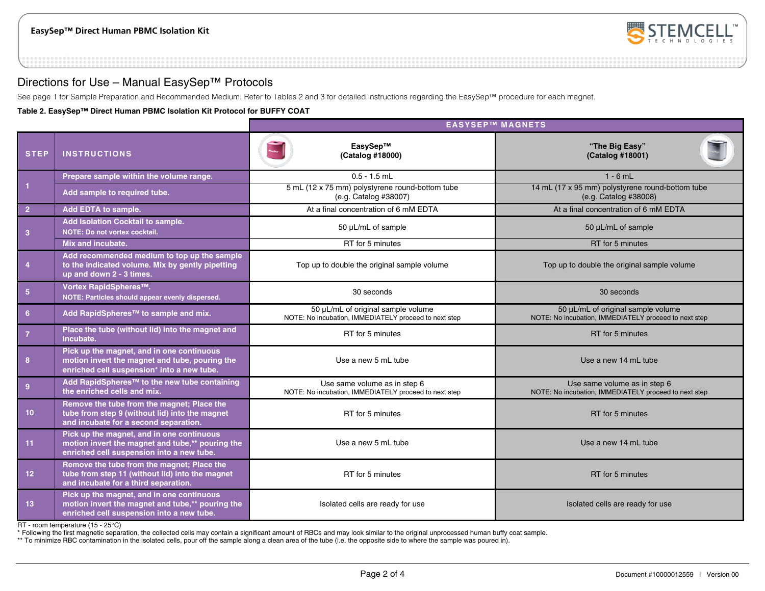# Directions for Use – Manual EasySep™ Protocols

See page 1 for Sample Preparation and Recommended Medium. Refer to Tables 2 and 3 for detailed instructions regarding the EasySep™ procedure for each magnet.

**Table 2. EasySep™ Direct Human PBMC Isolation Kit Protocol for BUFFY COAT**

| | | EASYSEP™ MAGNETS | |
|---|---|---|---|
| **STEP** | **INSTRUCTIONS** | **EasySep™ (Catalog #18000)** | **"The Big Easy" (Catalog #18001)** |
| 1 | Prepare sample within the volume range. | 0.5 - 1.5 mL | 1 - 6 mL |
| | Add sample to required tube. | 5 mL (12 x 75 mm) polystyrene round-bottom tube (e.g. Catalog #38007) | 14 mL (17 x 95 mm) polystyrene round-bottom tube (e.g. Catalog #38008) |
| 2 | Add EDTA to sample. | At a final concentration of 6 mM EDTA | At a final concentration of 6 mM EDTA |
| 3 | Add Isolation Cocktail to sample. NOTE: Do not vortex cocktail. | 50 µL/mL of sample | 50 µL/mL of sample |
| | Mix and incubate. | RT for 5 minutes | RT for 5 minutes |
| 4 | Add recommended medium to top up the sample to the indicated volume. Mix by gently pipetting up and down 2 - 3 times. | Top up to double the original sample volume | Top up to double the original sample volume |
| 5 | Vortex RapidSpheres™. NOTE: Particles should appear evenly dispersed. | 30 seconds | 30 seconds |
| 6 | Add RapidSpheres™ to sample and mix. | 50 µL/mL of original sample volume NOTE: No incubation, IMMEDIATELY proceed to next step | 50 µL/mL of original sample volume NOTE: No incubation, IMMEDIATELY proceed to next step |
| 7 | Place the tube (without lid) into the magnet and incubate. | RT for 5 minutes | RT for 5 minutes |
| 8 | Pick up the magnet, and in one continuous motion invert the magnet and tube, pouring the enriched cell suspension* into a new tube. | Use a new 5 mL tube | Use a new 14 mL tube |
| 9 | Add RapidSpheres™ to the new tube containing the enriched cells and mix. | Use same volume as in step 6 NOTE: No incubation, IMMEDIATELY proceed to next step | Use same volume as in step 6 NOTE: No incubation, IMMEDIATELY proceed to next step |
| 10 | Remove the tube from the magnet; Place the tube from step 9 (without lid) into the magnet and incubate for a second separation. | RT for 5 minutes | RT for 5 minutes |
| 11 | Pick up the magnet, and in one continuous motion invert the magnet and tube,** pouring the enriched cell suspension into a new tube. | Use a new 5 mL tube | Use a new 14 mL tube |
| 12 | Remove the tube from the magnet; Place the tube from step 11 (without lid) into the magnet and incubate for a third separation. | RT for 5 minutes | RT for 5 minutes |
| 13 | Pick up the magnet, and in one continuous motion invert the magnet and tube,** pouring the enriched cell suspension into a new tube. | Isolated cells are ready for use | Isolated cells are ready for use |

RT - room temperature (15 - 25°C)

\* Following the first magnetic separation, the collected cells may contain a significant amount of RBCs and may look similar to the original unprocessed human buffy coat sample.

\*\* To minimize RBC contamination in the isolated cells, pour off the sample along a clean area of the tube (i.e. the opposite side to where the sample was poured in).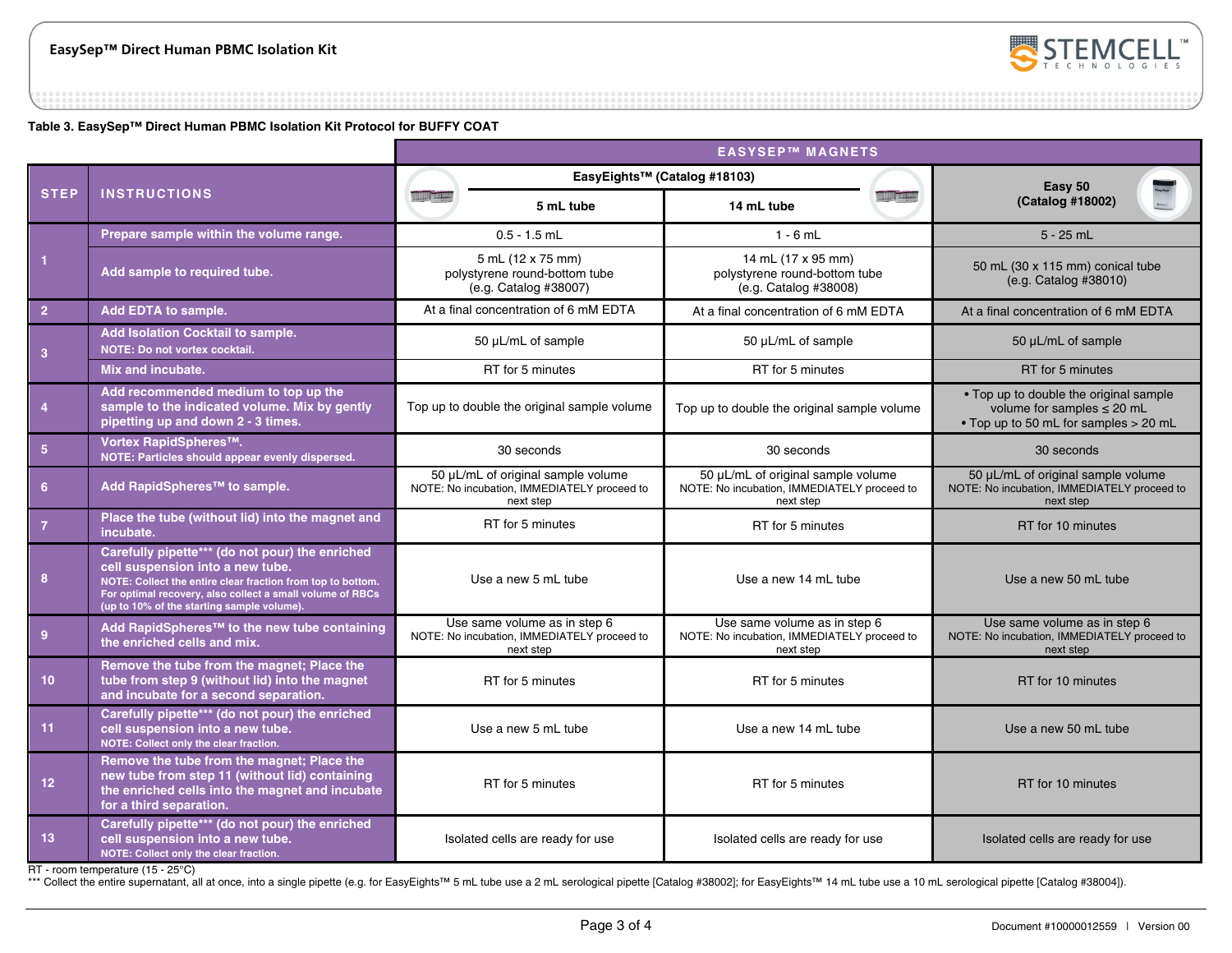**Table 3. EasySep™ Direct Human PBMC Isolation Kit Protocol for BUFFY COAT**

| STEP | INSTRUCTIONS | EASYSEP™ MAGNETS: EasyEights™ (Catalog #18103) 5 mL tube | EASYSEP™ MAGNETS: EasyEights™ (Catalog #18103) 14 mL tube | EASYSEP™ MAGNETS: Easy 50 (Catalog #18002) |
|---|---|---|---|---|
| 1 | Prepare sample within the volume range. | 0.5 - 1.5 mL | 1 - 6 mL | 5 - 25 mL |
| | Add sample to required tube. | 5 mL (12 x 75 mm) polystyrene round-bottom tube (e.g. Catalog #38007) | 14 mL (17 x 95 mm) polystyrene round-bottom tube (e.g. Catalog #38008) | 50 mL (30 x 115 mm) conical tube (e.g. Catalog #38010) |
| 2 | Add EDTA to sample. | At a final concentration of 6 mM EDTA | At a final concentration of 6 mM EDTA | At a final concentration of 6 mM EDTA |
| 3 | Add Isolation Cocktail to sample. NOTE: Do not vortex cocktail. | 50 µL/mL of sample | 50 µL/mL of sample | 50 µL/mL of sample |
| | Mix and incubate. | RT for 5 minutes | RT for 5 minutes | RT for 5 minutes |
| 4 | Add recommended medium to top up the sample to the indicated volume. Mix by gently pipetting up and down 2 - 3 times. | Top up to double the original sample volume | Top up to double the original sample volume | • Top up to double the original sample volume for samples ≤ 20 mL<br>• Top up to 50 mL for samples > 20 mL |
| 5 | Vortex RapidSpheres™. NOTE: Particles should appear evenly dispersed. | 30 seconds | 30 seconds | 30 seconds |
| 6 | Add RapidSpheres™ to sample. | 50 µL/mL of original sample volume NOTE: No incubation, IMMEDIATELY proceed to next step | 50 µL/mL of original sample volume NOTE: No incubation, IMMEDIATELY proceed to next step | 50 µL/mL of original sample volume NOTE: No incubation, IMMEDIATELY proceed to next step |
| 7 | Place the tube (without lid) into the magnet and incubate. | RT for 5 minutes | RT for 5 minutes | RT for 10 minutes |
| 8 | Carefully pipette*** (do not pour) the enriched cell suspension into a new tube. NOTE: Collect the entire clear fraction from top to bottom. For optimal recovery, also collect a small volume of RBCs (up to 10% of the starting sample volume). | Use a new 5 mL tube | Use a new 14 mL tube | Use a new 50 mL tube |
| 9 | Add RapidSpheres™ to the new tube containing the enriched cells and mix. | Use same volume as in step 6 NOTE: No incubation, IMMEDIATELY proceed to next step | Use same volume as in step 6 NOTE: No incubation, IMMEDIATELY proceed to next step | Use same volume as in step 6 NOTE: No incubation, IMMEDIATELY proceed to next step |
| 10 | Remove the tube from the magnet; Place the tube from step 9 (without lid) into the magnet and incubate for a second separation. | RT for 5 minutes | RT for 5 minutes | RT for 10 minutes |
| 11 | Carefully pipette*** (do not pour) the enriched cell suspension into a new tube. NOTE: Collect only the clear fraction. | Use a new 5 mL tube | Use a new 14 mL tube | Use a new 50 mL tube |
| 12 | Remove the tube from the magnet; Place the new tube from step 11 (without lid) containing the enriched cells into the magnet and incubate for a third separation. | RT for 5 minutes | RT for 5 minutes | RT for 10 minutes |
| 13 | Carefully pipette*** (do not pour) the enriched cell suspension into a new tube. NOTE: Collect only the clear fraction. | Isolated cells are ready for use | Isolated cells are ready for use | Isolated cells are ready for use |

RT - room temperature (15 - 25°C)
*** Collect the entire supernatant, all at once, into a single pipette (e.g. for EasyEights™ 5 mL tube use a 2 mL serological pipette [Catalog #38002]; for EasyEights™ 14 mL tube use a 10 mL serological pipette [Catalog #38004]).

Document #10000012559 | Version 00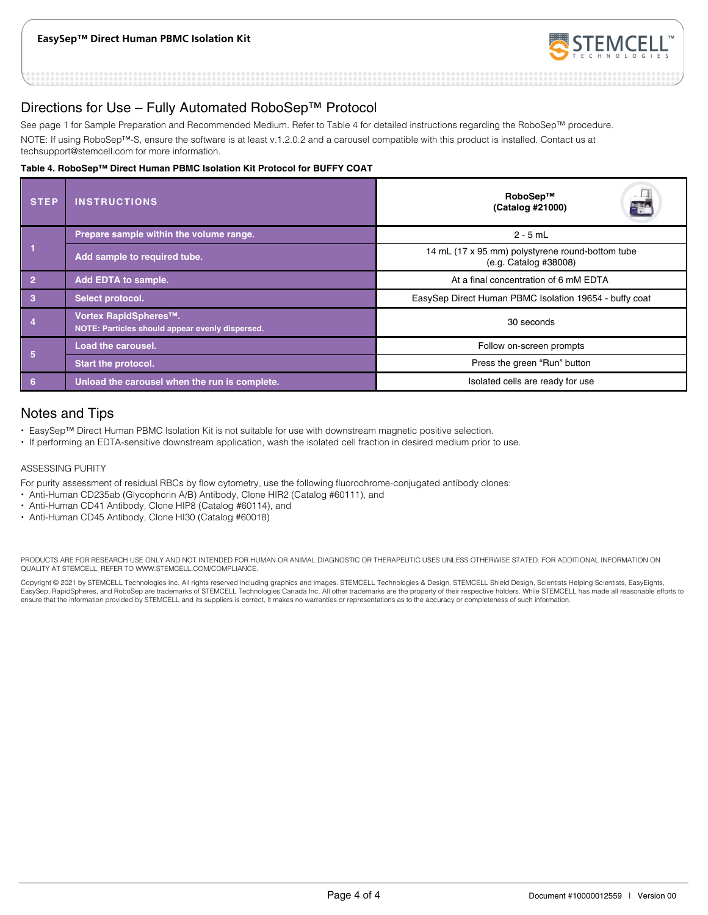## Directions for Use – Fully Automated RoboSep™ Protocol

See page 1 for Sample Preparation and Recommended Medium. Refer to Table 4 for detailed instructions regarding the RoboSep™ procedure.

NOTE: If using RoboSep™-S, ensure the software is at least v.1.2.0.2 and a carousel compatible with this product is installed. Contact us at techsupport@stemcell.com for more information.

**Table 4. RoboSep™ Direct Human PBMC Isolation Kit Protocol for BUFFY COAT**

| STEP | INSTRUCTIONS | RoboSep™ (Catalog #21000) |
|---|---|---|
| 1 | Prepare sample within the volume range. | 2 - 5 mL |
| | Add sample to required tube. | 14 mL (17 x 95 mm) polystyrene round-bottom tube (e.g. Catalog #38008) |
| 2 | Add EDTA to sample. | At a final concentration of 6 mM EDTA |
| 3 | Select protocol. | EasySep Direct Human PBMC Isolation 19654 - buffy coat |
| 4 | Vortex RapidSpheres™. NOTE: Particles should appear evenly dispersed. | 30 seconds |
| 5 | Load the carousel. | Follow on-screen prompts |
| | Start the protocol. | Press the green "Run" button |
| 6 | Unload the carousel when the run is complete. | Isolated cells are ready for use |

## Notes and Tips

- EasySep™ Direct Human PBMC Isolation Kit is not suitable for use with downstream magnetic positive selection.
- If performing an EDTA-sensitive downstream application, wash the isolated cell fraction in desired medium prior to use.

ASSESSING PURITY

For purity assessment of residual RBCs by flow cytometry, use the following fluorochrome-conjugated antibody clones:

- Anti-Human CD235ab (Glycophorin A/B) Antibody, Clone HIR2 (Catalog #60111), and
- Anti-Human CD41 Antibody, Clone HIP8 (Catalog #60114), and
- Anti-Human CD45 Antibody, Clone HI30 (Catalog #60018)

PRODUCTS ARE FOR RESEARCH USE ONLY AND NOT INTENDED FOR HUMAN OR ANIMAL DIAGNOSTIC OR THERAPEUTIC USES UNLESS OTHERWISE STATED. FOR ADDITIONAL INFORMATION ON QUALITY AT STEMCELL, REFER TO WWW.STEMCELL.COM/COMPLIANCE.

Copyright © 2021 by STEMCELL Technologies Inc. All rights reserved including graphics and images. STEMCELL Technologies & Design, STEMCELL Shield Design, Scientists Helping Scientists, EasyEights, EasySep, RapidSpheres, and RoboSep are trademarks of STEMCELL Technologies Canada Inc. All other trademarks are the property of their respective holders. While STEMCELL has made all reasonable efforts to ensure that the information provided by STEMCELL and its suppliers is correct, it makes no warranties or representations as to the accuracy or completeness of such information.

Document #10000012559 | Version 00